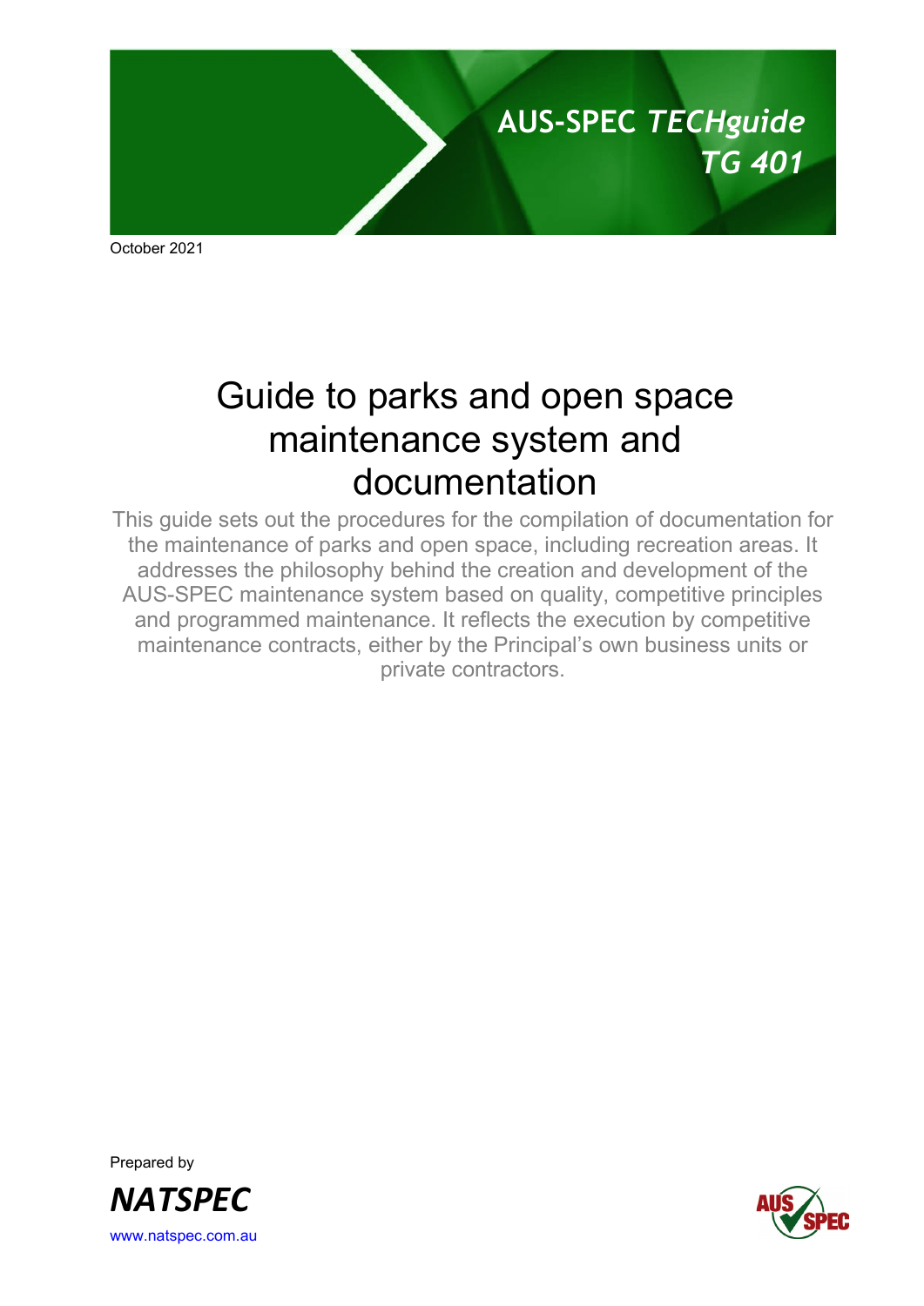AUS-SPEC *TECHguide*
*TG 401*

October 2021

# Guide to parks and open space maintenance system and documentation

This guide sets out the procedures for the compilation of documentation for the maintenance of parks and open space, including recreation areas. It addresses the philosophy behind the creation and development of the AUS-SPEC maintenance system based on quality, competitive principles and programmed maintenance. It reflects the execution by competitive maintenance contracts, either by the Principal's own business units or private contractors.

Prepared by

***NATSPEC***

www.natspec.com.au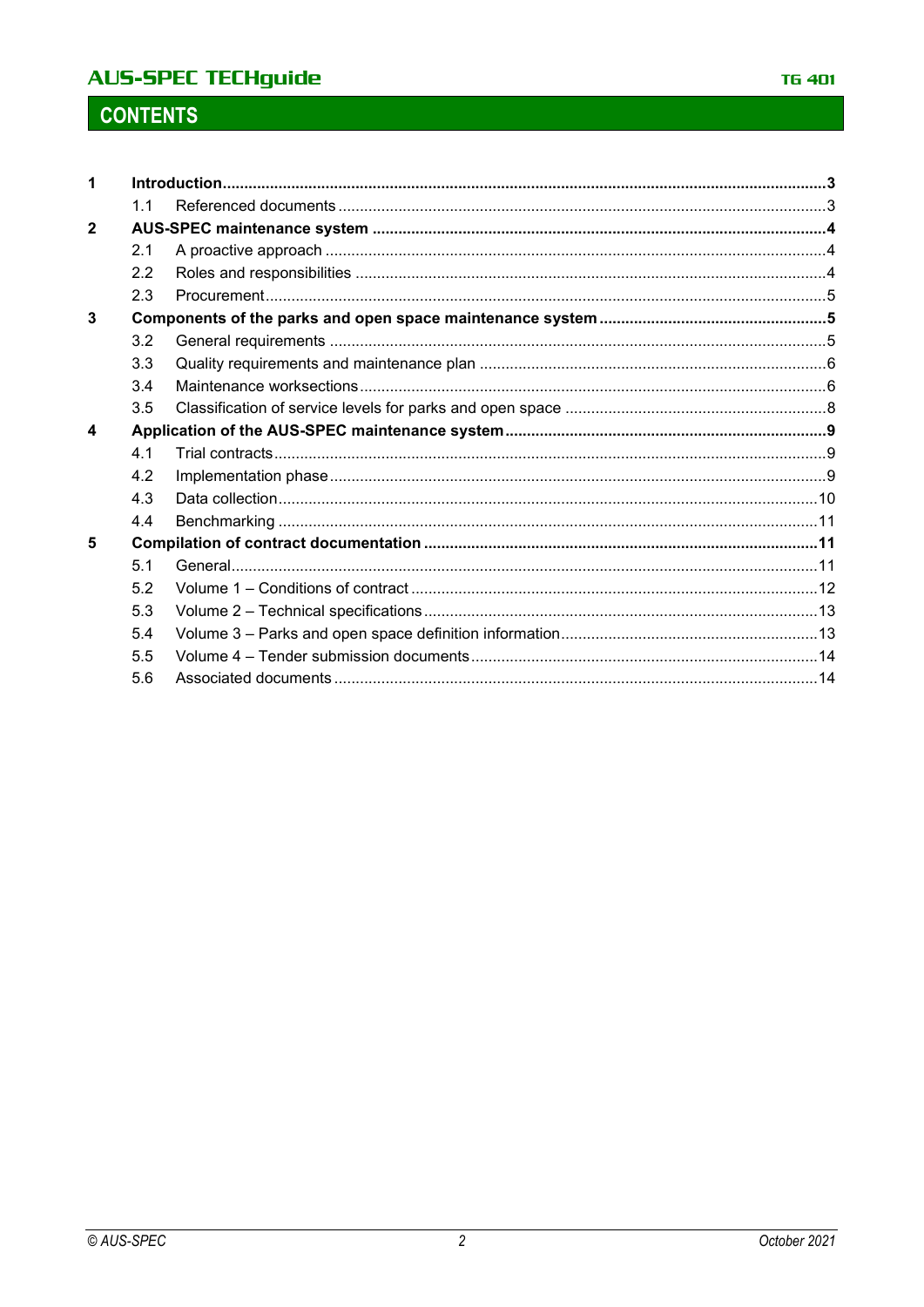## CONTENTS

| | | |
|---|---|---|
| **1** | **Introduction** | **3** |
| 1.1 | Referenced documents | 3 |
| **2** | **AUS-SPEC maintenance system** | **4** |
| 2.1 | A proactive approach | 4 |
| 2.2 | Roles and responsibilities | 4 |
| 2.3 | Procurement | 5 |
| **3** | **Components of the parks and open space maintenance system** | **5** |
| 3.2 | General requirements | 5 |
| 3.3 | Quality requirements and maintenance plan | 6 |
| 3.4 | Maintenance worksections | 6 |
| 3.5 | Classification of service levels for parks and open space | 8 |
| **4** | **Application of the AUS-SPEC maintenance system** | **9** |
| 4.1 | Trial contracts | 9 |
| 4.2 | Implementation phase | 9 |
| 4.3 | Data collection | 10 |
| 4.4 | Benchmarking | 11 |
| **5** | **Compilation of contract documentation** | **11** |
| 5.1 | General | 11 |
| 5.2 | Volume 1 – Conditions of contract | 12 |
| 5.3 | Volume 2 – Technical specifications | 13 |
| 5.4 | Volume 3 – Parks and open space definition information | 13 |
| 5.5 | Volume 4 – Tender submission documents | 14 |
| 5.6 | Associated documents | 14 |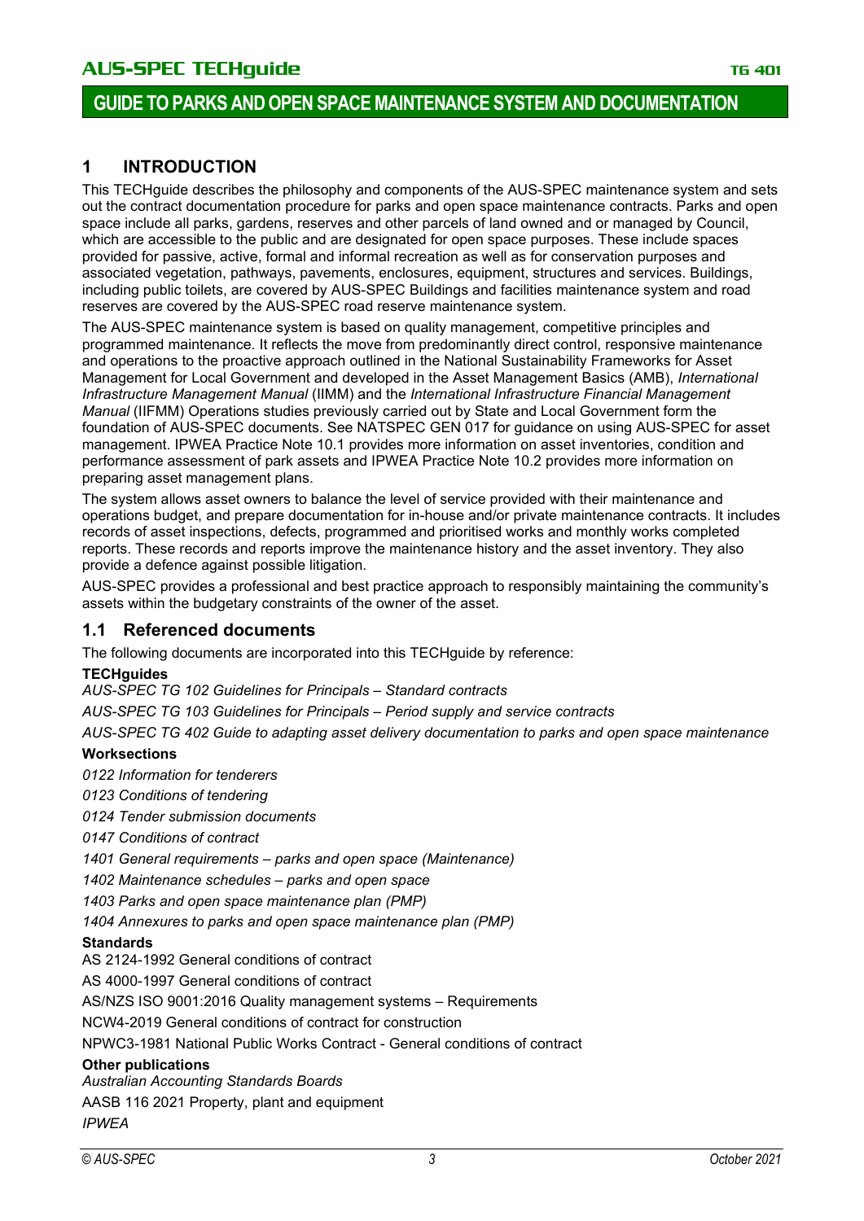# GUIDE TO PARKS AND OPEN SPACE MAINTENANCE SYSTEM AND DOCUMENTATION

## 1 INTRODUCTION

This TECHguide describes the philosophy and components of the AUS-SPEC maintenance system and sets out the contract documentation procedure for parks and open space maintenance contracts. Parks and open space include all parks, gardens, reserves and other parcels of land owned and or managed by Council, which are accessible to the public and are designated for open space purposes. These include spaces provided for passive, active, formal and informal recreation as well as for conservation purposes and associated vegetation, pathways, pavements, enclosures, equipment, structures and services. Buildings, including public toilets, are covered by AUS-SPEC Buildings and facilities maintenance system and road reserves are covered by the AUS-SPEC road reserve maintenance system.

The AUS-SPEC maintenance system is based on quality management, competitive principles and programmed maintenance. It reflects the move from predominantly direct control, responsive maintenance and operations to the proactive approach outlined in the National Sustainability Frameworks for Asset Management for Local Government and developed in the Asset Management Basics (AMB), *International Infrastructure Management Manual* (IIMM) and the *International Infrastructure Financial Management Manual* (IIFMM) Operations studies previously carried out by State and Local Government form the foundation of AUS-SPEC documents. See NATSPEC GEN 017 for guidance on using AUS-SPEC for asset management. IPWEA Practice Note 10.1 provides more information on asset inventories, condition and performance assessment of park assets and IPWEA Practice Note 10.2 provides more information on preparing asset management plans.

The system allows asset owners to balance the level of service provided with their maintenance and operations budget, and prepare documentation for in-house and/or private maintenance contracts. It includes records of asset inspections, defects, programmed and prioritised works and monthly works completed reports. These records and reports improve the maintenance history and the asset inventory. They also provide a defence against possible litigation.

AUS-SPEC provides a professional and best practice approach to responsibly maintaining the community's assets within the budgetary constraints of the owner of the asset.

### 1.1 Referenced documents

The following documents are incorporated into this TECHguide by reference:

**TECHguides**

*AUS-SPEC TG 102 Guidelines for Principals – Standard contracts*

*AUS-SPEC TG 103 Guidelines for Principals – Period supply and service contracts*

*AUS-SPEC TG 402 Guide to adapting asset delivery documentation to parks and open space maintenance*

**Worksections**

*0122 Information for tenderers*

*0123 Conditions of tendering*

*0124 Tender submission documents*

*0147 Conditions of contract*

*1401 General requirements – parks and open space (Maintenance)*

*1402 Maintenance schedules – parks and open space*

*1403 Parks and open space maintenance plan (PMP)*

*1404 Annexures to parks and open space maintenance plan (PMP)*

**Standards**

AS 2124-1992 General conditions of contract

AS 4000-1997 General conditions of contract

AS/NZS ISO 9001:2016 Quality management systems – Requirements

NCW4-2019 General conditions of contract for construction

NPWC3-1981 National Public Works Contract - General conditions of contract

**Other publications**

*Australian Accounting Standards Boards*

AASB 116 2021 Property, plant and equipment

*IPWEA*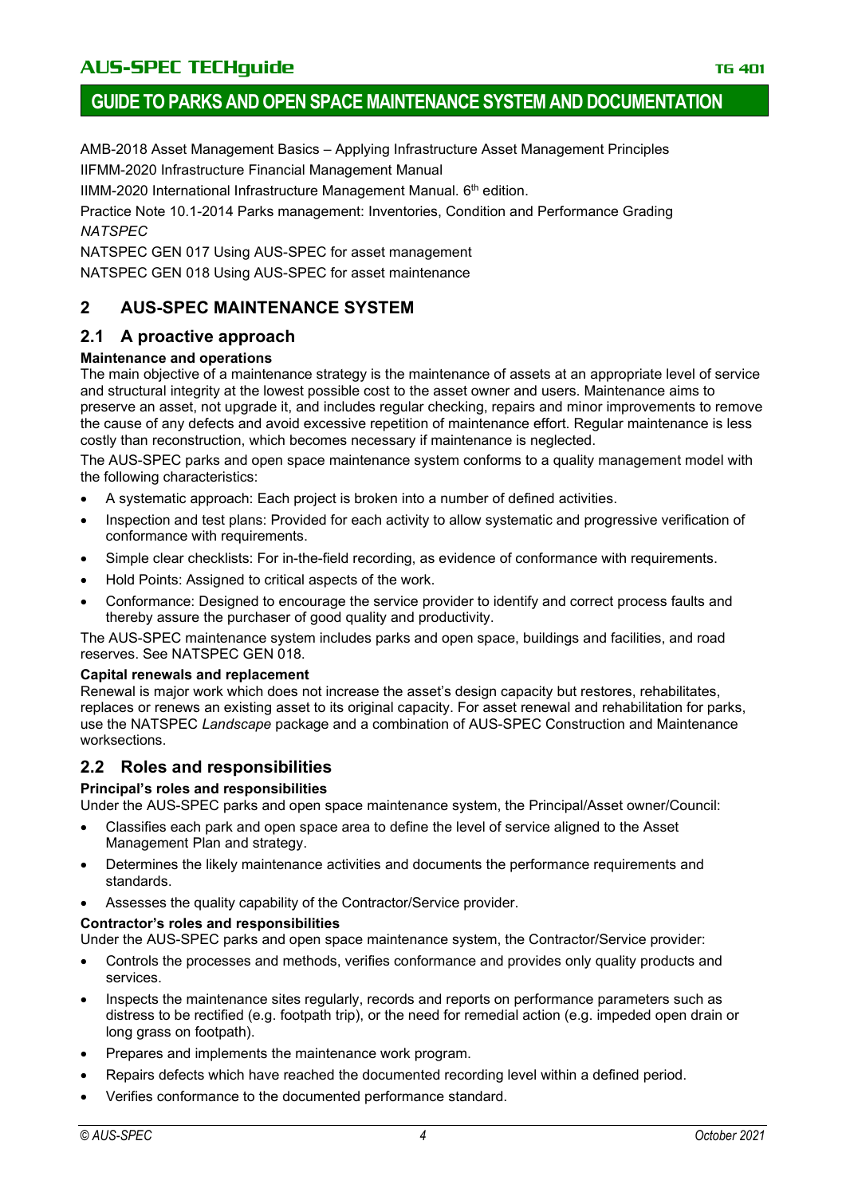AMB-2018 Asset Management Basics – Applying Infrastructure Asset Management Principles

IIFMM-2020 Infrastructure Financial Management Manual

IIMM-2020 International Infrastructure Management Manual. 6th edition.

Practice Note 10.1-2014 Parks management: Inventories, Condition and Performance Grading

*NATSPEC*

NATSPEC GEN 017 Using AUS-SPEC for asset management

NATSPEC GEN 018 Using AUS-SPEC for asset maintenance

# 2 AUS-SPEC MAINTENANCE SYSTEM

## 2.1 A proactive approach

**Maintenance and operations**

The main objective of a maintenance strategy is the maintenance of assets at an appropriate level of service and structural integrity at the lowest possible cost to the asset owner and users. Maintenance aims to preserve an asset, not upgrade it, and includes regular checking, repairs and minor improvements to remove the cause of any defects and avoid excessive repetition of maintenance effort. Regular maintenance is less costly than reconstruction, which becomes necessary if maintenance is neglected.

The AUS-SPEC parks and open space maintenance system conforms to a quality management model with the following characteristics:

- A systematic approach: Each project is broken into a number of defined activities.
- Inspection and test plans: Provided for each activity to allow systematic and progressive verification of conformance with requirements.
- Simple clear checklists: For in-the-field recording, as evidence of conformance with requirements.
- Hold Points: Assigned to critical aspects of the work.
- Conformance: Designed to encourage the service provider to identify and correct process faults and thereby assure the purchaser of good quality and productivity.

The AUS-SPEC maintenance system includes parks and open space, buildings and facilities, and road reserves. See NATSPEC GEN 018.

**Capital renewals and replacement**

Renewal is major work which does not increase the asset's design capacity but restores, rehabilitates, replaces or renews an existing asset to its original capacity. For asset renewal and rehabilitation for parks, use the NATSPEC *Landscape* package and a combination of AUS-SPEC Construction and Maintenance worksections.

## 2.2 Roles and responsibilities

**Principal's roles and responsibilities**

Under the AUS-SPEC parks and open space maintenance system, the Principal/Asset owner/Council:

- Classifies each park and open space area to define the level of service aligned to the Asset Management Plan and strategy.
- Determines the likely maintenance activities and documents the performance requirements and standards.
- Assesses the quality capability of the Contractor/Service provider.

**Contractor's roles and responsibilities**

Under the AUS-SPEC parks and open space maintenance system, the Contractor/Service provider:

- Controls the processes and methods, verifies conformance and provides only quality products and services.
- Inspects the maintenance sites regularly, records and reports on performance parameters such as distress to be rectified (e.g. footpath trip), or the need for remedial action (e.g. impeded open drain or long grass on footpath).
- Prepares and implements the maintenance work program.
- Repairs defects which have reached the documented recording level within a defined period.
- Verifies conformance to the documented performance standard.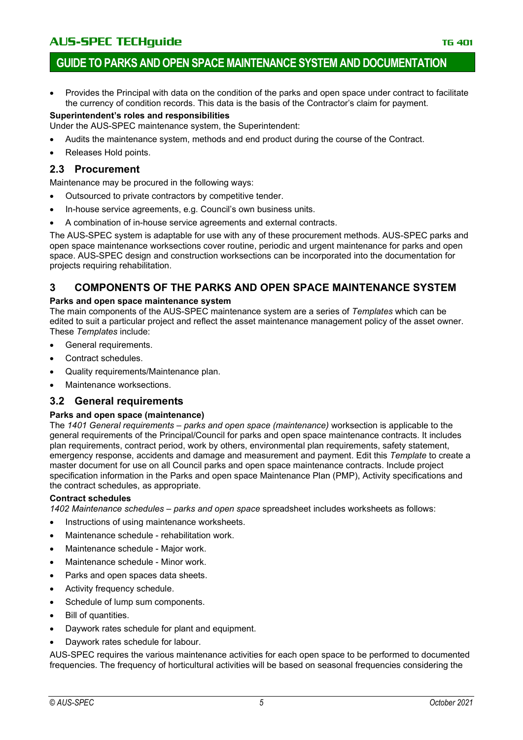- Provides the Principal with data on the condition of the parks and open space under contract to facilitate the currency of condition records. This data is the basis of the Contractor's claim for payment.

**Superintendent's roles and responsibilities**

Under the AUS-SPEC maintenance system, the Superintendent:

- Audits the maintenance system, methods and end product during the course of the Contract.
- Releases Hold points.

## 2.3 Procurement

Maintenance may be procured in the following ways:

- Outsourced to private contractors by competitive tender.
- In-house service agreements, e.g. Council's own business units.
- A combination of in-house service agreements and external contracts.

The AUS-SPEC system is adaptable for use with any of these procurement methods. AUS-SPEC parks and open space maintenance worksections cover routine, periodic and urgent maintenance for parks and open space. AUS-SPEC design and construction worksections can be incorporated into the documentation for projects requiring rehabilitation.

# 3 COMPONENTS OF THE PARKS AND OPEN SPACE MAINTENANCE SYSTEM

**Parks and open space maintenance system**

The main components of the AUS-SPEC maintenance system are a series of *Templates* which can be edited to suit a particular project and reflect the asset maintenance management policy of the asset owner. These *Templates* include:

- General requirements.
- Contract schedules.
- Quality requirements/Maintenance plan.
- Maintenance worksections.

## 3.2 General requirements

**Parks and open space (maintenance)**

The *1401 General requirements – parks and open space (maintenance)* worksection is applicable to the general requirements of the Principal/Council for parks and open space maintenance contracts. It includes plan requirements, contract period, work by others, environmental plan requirements, safety statement, emergency response, accidents and damage and measurement and payment. Edit this *Template* to create a master document for use on all Council parks and open space maintenance contracts. Include project specification information in the Parks and open space Maintenance Plan (PMP), Activity specifications and the contract schedules, as appropriate.

**Contract schedules**

*1402 Maintenance schedules – parks and open space* spreadsheet includes worksheets as follows:

- Instructions of using maintenance worksheets.
- Maintenance schedule - rehabilitation work.
- Maintenance schedule - Major work.
- Maintenance schedule - Minor work.
- Parks and open spaces data sheets.
- Activity frequency schedule.
- Schedule of lump sum components.
- Bill of quantities.
- Daywork rates schedule for plant and equipment.
- Daywork rates schedule for labour.

AUS-SPEC requires the various maintenance activities for each open space to be performed to documented frequencies. The frequency of horticultural activities will be based on seasonal frequencies considering the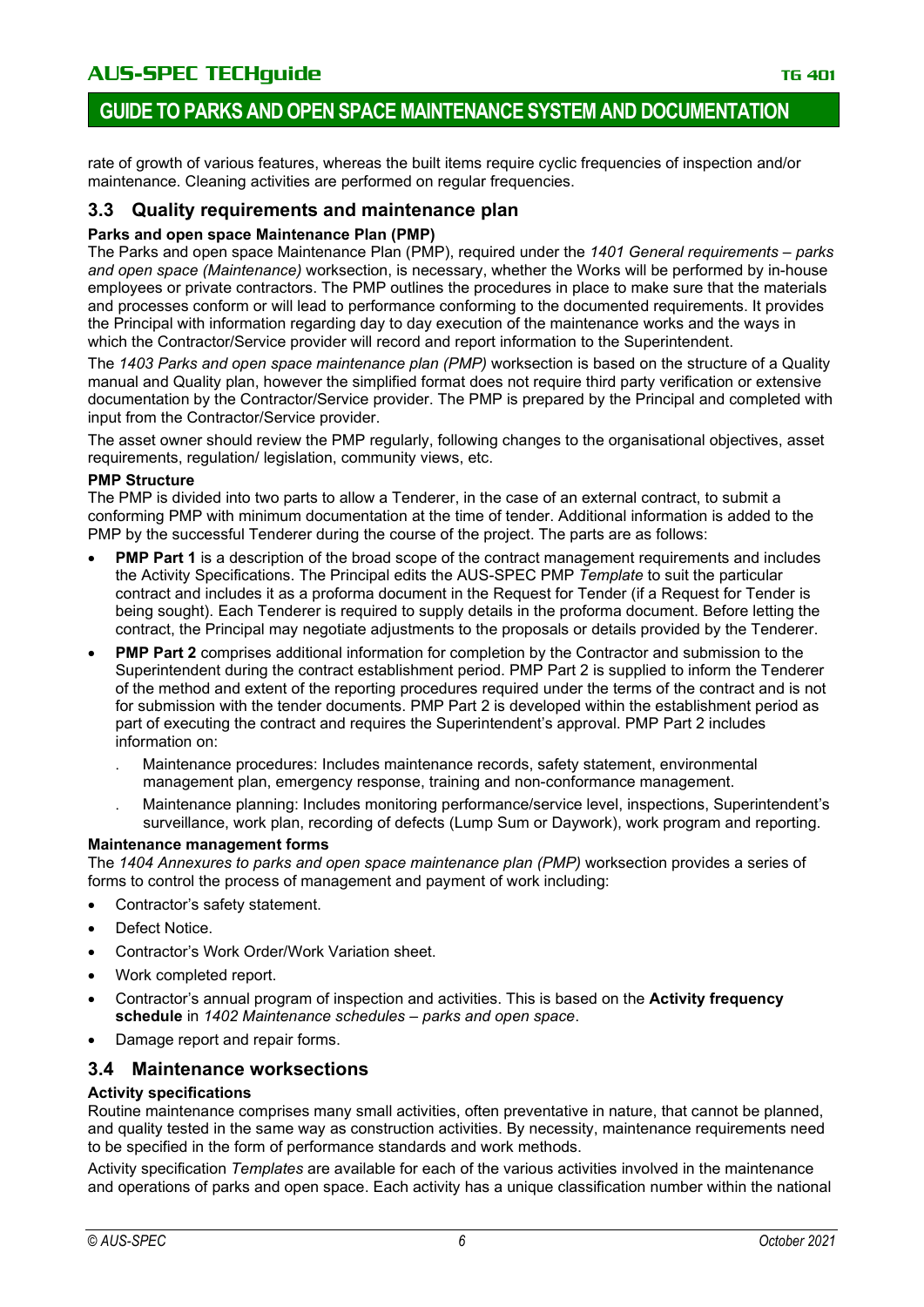rate of growth of various features, whereas the built items require cyclic frequencies of inspection and/or maintenance. Cleaning activities are performed on regular frequencies.

## 3.3 Quality requirements and maintenance plan

**Parks and open space Maintenance Plan (PMP)**

The Parks and open space Maintenance Plan (PMP), required under the *1401 General requirements – parks and open space (Maintenance)* worksection, is necessary, whether the Works will be performed by in-house employees or private contractors. The PMP outlines the procedures in place to make sure that the materials and processes conform or will lead to performance conforming to the documented requirements. It provides the Principal with information regarding day to day execution of the maintenance works and the ways in which the Contractor/Service provider will record and report information to the Superintendent.

The *1403 Parks and open space maintenance plan (PMP)* worksection is based on the structure of a Quality manual and Quality plan, however the simplified format does not require third party verification or extensive documentation by the Contractor/Service provider. The PMP is prepared by the Principal and completed with input from the Contractor/Service provider.

The asset owner should review the PMP regularly, following changes to the organisational objectives, asset requirements, regulation/ legislation, community views, etc.

**PMP Structure**

The PMP is divided into two parts to allow a Tenderer, in the case of an external contract, to submit a conforming PMP with minimum documentation at the time of tender. Additional information is added to the PMP by the successful Tenderer during the course of the project. The parts are as follows:

- **PMP Part 1** is a description of the broad scope of the contract management requirements and includes the Activity Specifications. The Principal edits the AUS-SPEC PMP *Template* to suit the particular contract and includes it as a proforma document in the Request for Tender (if a Request for Tender is being sought). Each Tenderer is required to supply details in the proforma document. Before letting the contract, the Principal may negotiate adjustments to the proposals or details provided by the Tenderer.
- **PMP Part 2** comprises additional information for completion by the Contractor and submission to the Superintendent during the contract establishment period. PMP Part 2 is supplied to inform the Tenderer of the method and extent of the reporting procedures required under the terms of the contract and is not for submission with the tender documents. PMP Part 2 is developed within the establishment period as part of executing the contract and requires the Superintendent's approval. PMP Part 2 includes information on:
  - Maintenance procedures: Includes maintenance records, safety statement, environmental management plan, emergency response, training and non-conformance management.
  - Maintenance planning: Includes monitoring performance/service level, inspections, Superintendent's surveillance, work plan, recording of defects (Lump Sum or Daywork), work program and reporting.

**Maintenance management forms**

The *1404 Annexures to parks and open space maintenance plan (PMP)* worksection provides a series of forms to control the process of management and payment of work including:

- Contractor's safety statement.
- Defect Notice.
- Contractor's Work Order/Work Variation sheet.
- Work completed report.
- Contractor's annual program of inspection and activities. This is based on the **Activity frequency schedule** in *1402 Maintenance schedules – parks and open space*.
- Damage report and repair forms.

## 3.4 Maintenance worksections

**Activity specifications**

Routine maintenance comprises many small activities, often preventative in nature, that cannot be planned, and quality tested in the same way as construction activities. By necessity, maintenance requirements need to be specified in the form of performance standards and work methods.

Activity specification *Templates* are available for each of the various activities involved in the maintenance and operations of parks and open space. Each activity has a unique classification number within the national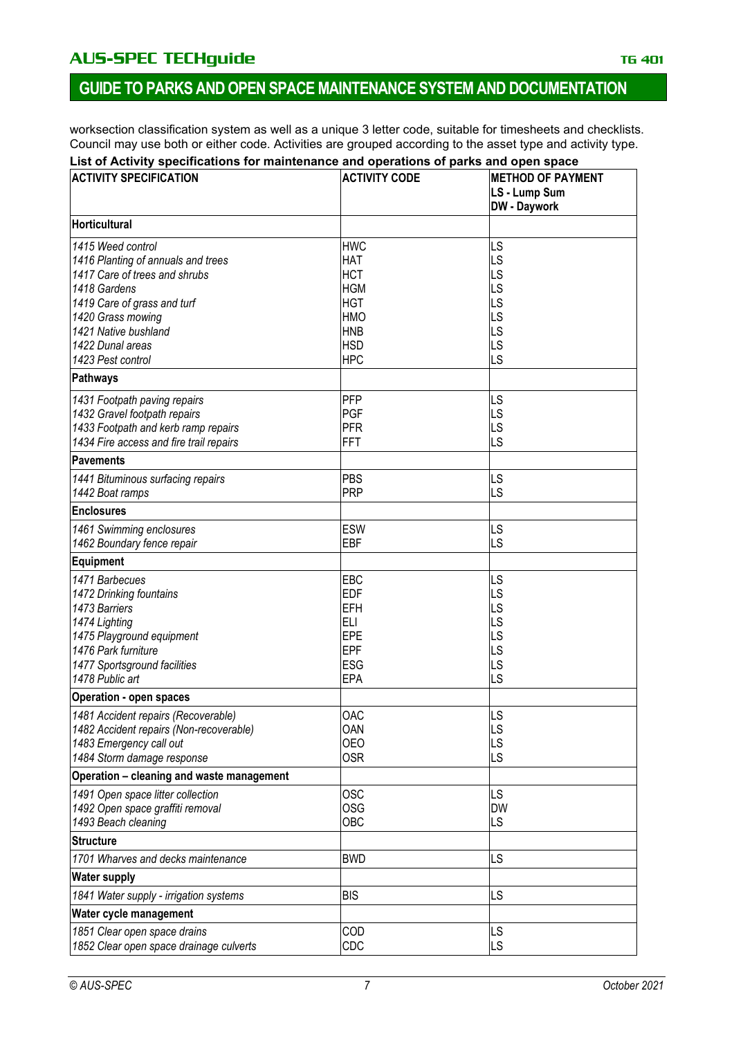worksection classification system as well as a unique 3 letter code, suitable for timesheets and checklists. Council may use both or either code. Activities are grouped according to the asset type and activity type.

**List of Activity specifications for maintenance and operations of parks and open space**

| ACTIVITY SPECIFICATION | ACTIVITY CODE | METHOD OF PAYMENT<br>LS - Lump Sum<br>DW - Daywork |
|---|---|---|
| **Horticultural** | | |
| *1415 Weed control* | HWC | LS |
| *1416 Planting of annuals and trees* | HAT | LS |
| *1417 Care of trees and shrubs* | HCT | LS |
| *1418 Gardens* | HGM | LS |
| *1419 Care of grass and turf* | HGT | LS |
| *1420 Grass mowing* | HMO | LS |
| *1421 Native bushland* | HNB | LS |
| *1422 Dunal areas* | HSD | LS |
| *1423 Pest control* | HPC | LS |
| **Pathways** | | |
| *1431 Footpath paving repairs* | PFP | LS |
| *1432 Gravel footpath repairs* | PGF | LS |
| *1433 Footpath and kerb ramp repairs* | PFR | LS |
| *1434 Fire access and fire trail repairs* | FFT | LS |
| **Pavements** | | |
| *1441 Bituminous surfacing repairs* | PBS | LS |
| *1442 Boat ramps* | PRP | LS |
| **Enclosures** | | |
| *1461 Swimming enclosures* | ESW | LS |
| *1462 Boundary fence repair* | EBF | LS |
| **Equipment** | | |
| *1471 Barbecues* | EBC | LS |
| *1472 Drinking fountains* | EDF | LS |
| *1473 Barriers* | EFH | LS |
| *1474 Lighting* | ELI | LS |
| *1475 Playground equipment* | EPE | LS |
| *1476 Park furniture* | EPF | LS |
| *1477 Sportsground facilities* | ESG | LS |
| *1478 Public art* | EPA | LS |
| **Operation - open spaces** | | |
| *1481 Accident repairs (Recoverable)* | OAC | LS |
| *1482 Accident repairs (Non-recoverable)* | OAN | LS |
| *1483 Emergency call out* | OEO | LS |
| *1484 Storm damage response* | OSR | LS |
| **Operation – cleaning and waste management** | | |
| *1491 Open space litter collection* | OSC | LS |
| *1492 Open space graffiti removal* | OSG | DW |
| *1493 Beach cleaning* | OBC | LS |
| **Structure** | | |
| *1701 Wharves and decks maintenance* | BWD | LS |
| **Water supply** | | |
| *1841 Water supply - irrigation systems* | BIS | LS |
| **Water cycle management** | | |
| *1851 Clear open space drains* | COD | LS |
| *1852 Clear open space drainage culverts* | CDC | LS |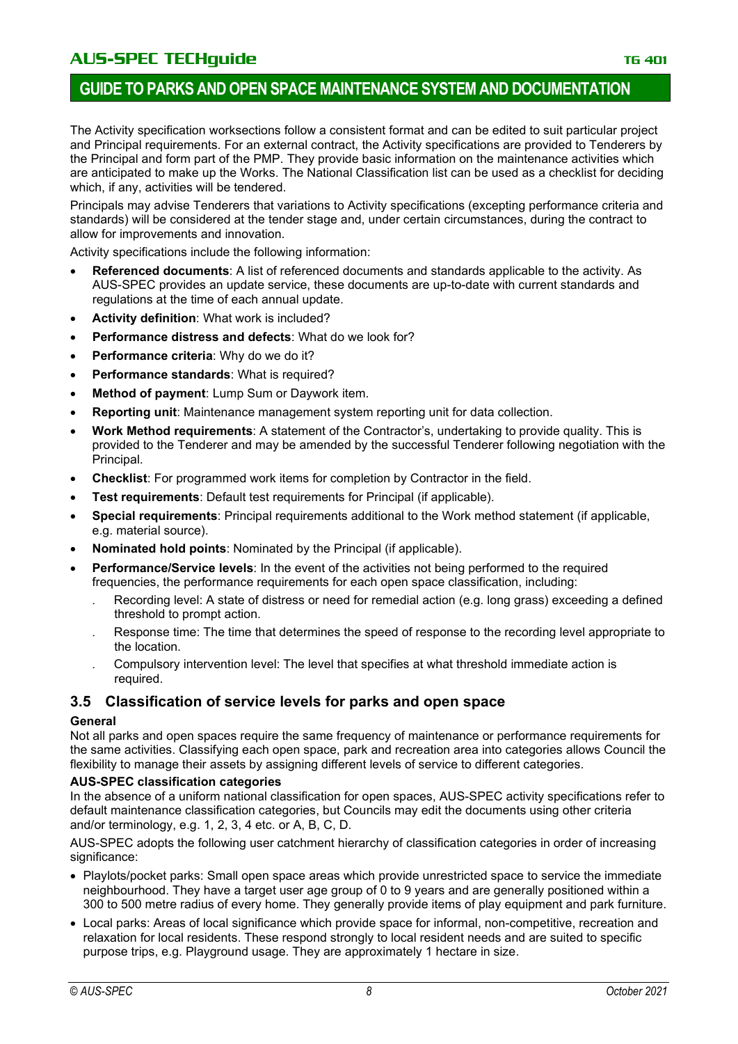The Activity specification worksections follow a consistent format and can be edited to suit particular project and Principal requirements. For an external contract, the Activity specifications are provided to Tenderers by the Principal and form part of the PMP. They provide basic information on the maintenance activities which are anticipated to make up the Works. The National Classification list can be used as a checklist for deciding which, if any, activities will be tendered.

Principals may advise Tenderers that variations to Activity specifications (excepting performance criteria and standards) will be considered at the tender stage and, under certain circumstances, during the contract to allow for improvements and innovation.

Activity specifications include the following information:

- **Referenced documents**: A list of referenced documents and standards applicable to the activity. As AUS-SPEC provides an update service, these documents are up-to-date with current standards and regulations at the time of each annual update.
- **Activity definition**: What work is included?
- **Performance distress and defects**: What do we look for?
- **Performance criteria**: Why do we do it?
- **Performance standards**: What is required?
- **Method of payment**: Lump Sum or Daywork item.
- **Reporting unit**: Maintenance management system reporting unit for data collection.
- **Work Method requirements**: A statement of the Contractor's, undertaking to provide quality. This is provided to the Tenderer and may be amended by the successful Tenderer following negotiation with the Principal.
- **Checklist**: For programmed work items for completion by Contractor in the field.
- **Test requirements**: Default test requirements for Principal (if applicable).
- **Special requirements**: Principal requirements additional to the Work method statement (if applicable, e.g. material source).
- **Nominated hold points**: Nominated by the Principal (if applicable).
- **Performance/Service levels**: In the event of the activities not being performed to the required frequencies, the performance requirements for each open space classification, including:
  - Recording level: A state of distress or need for remedial action (e.g. long grass) exceeding a defined threshold to prompt action.
  - Response time: The time that determines the speed of response to the recording level appropriate to the location.
  - Compulsory intervention level: The level that specifies at what threshold immediate action is required.

## 3.5 Classification of service levels for parks and open space

**General**

Not all parks and open spaces require the same frequency of maintenance or performance requirements for the same activities. Classifying each open space, park and recreation area into categories allows Council the flexibility to manage their assets by assigning different levels of service to different categories.

**AUS-SPEC classification categories**

In the absence of a uniform national classification for open spaces, AUS-SPEC activity specifications refer to default maintenance classification categories, but Councils may edit the documents using other criteria and/or terminology, e.g. 1, 2, 3, 4 etc. or A, B, C, D.

AUS-SPEC adopts the following user catchment hierarchy of classification categories in order of increasing significance:

- Playlots/pocket parks: Small open space areas which provide unrestricted space to service the immediate neighbourhood. They have a target user age group of 0 to 9 years and are generally positioned within a 300 to 500 metre radius of every home. They generally provide items of play equipment and park furniture.
- Local parks: Areas of local significance which provide space for informal, non-competitive, recreation and relaxation for local residents. These respond strongly to local resident needs and are suited to specific purpose trips, e.g. Playground usage. They are approximately 1 hectare in size.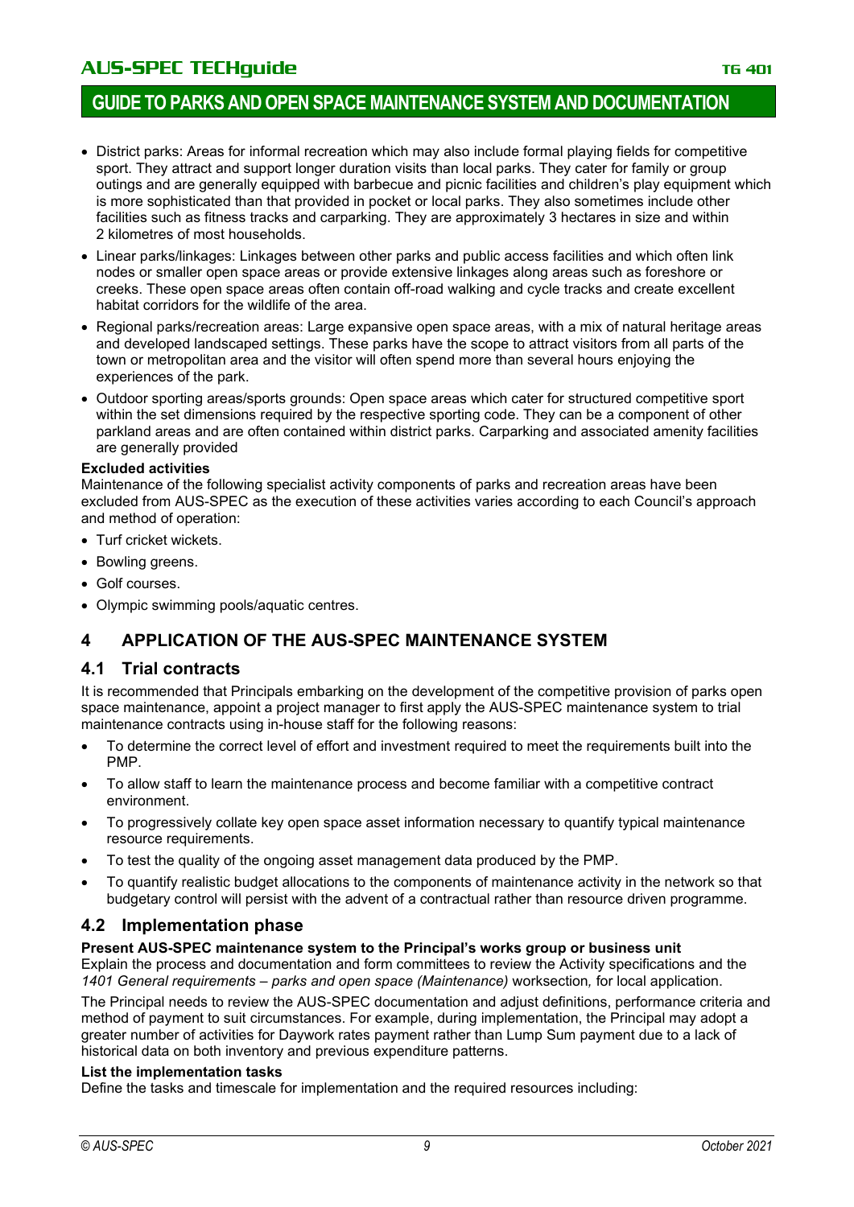- District parks: Areas for informal recreation which may also include formal playing fields for competitive sport. They attract and support longer duration visits than local parks. They cater for family or group outings and are generally equipped with barbecue and picnic facilities and children's play equipment which is more sophisticated than that provided in pocket or local parks. They also sometimes include other facilities such as fitness tracks and carparking. They are approximately 3 hectares in size and within 2 kilometres of most households.
- Linear parks/linkages: Linkages between other parks and public access facilities and which often link nodes or smaller open space areas or provide extensive linkages along areas such as foreshore or creeks. These open space areas often contain off-road walking and cycle tracks and create excellent habitat corridors for the wildlife of the area.
- Regional parks/recreation areas: Large expansive open space areas, with a mix of natural heritage areas and developed landscaped settings. These parks have the scope to attract visitors from all parts of the town or metropolitan area and the visitor will often spend more than several hours enjoying the experiences of the park.
- Outdoor sporting areas/sports grounds: Open space areas which cater for structured competitive sport within the set dimensions required by the respective sporting code. They can be a component of other parkland areas and are often contained within district parks. Carparking and associated amenity facilities are generally provided

**Excluded activities**

Maintenance of the following specialist activity components of parks and recreation areas have been excluded from AUS-SPEC as the execution of these activities varies according to each Council's approach and method of operation:

- Turf cricket wickets.
- Bowling greens.
- Golf courses.
- Olympic swimming pools/aquatic centres.

# 4 APPLICATION OF THE AUS-SPEC MAINTENANCE SYSTEM

## 4.1 Trial contracts

It is recommended that Principals embarking on the development of the competitive provision of parks open space maintenance, appoint a project manager to first apply the AUS-SPEC maintenance system to trial maintenance contracts using in-house staff for the following reasons:

- To determine the correct level of effort and investment required to meet the requirements built into the PMP.
- To allow staff to learn the maintenance process and become familiar with a competitive contract environment.
- To progressively collate key open space asset information necessary to quantify typical maintenance resource requirements.
- To test the quality of the ongoing asset management data produced by the PMP.
- To quantify realistic budget allocations to the components of maintenance activity in the network so that budgetary control will persist with the advent of a contractual rather than resource driven programme.

## 4.2 Implementation phase

**Present AUS-SPEC maintenance system to the Principal's works group or business unit**

Explain the process and documentation and form committees to review the Activity specifications and the *1401 General requirements – parks and open space (Maintenance)* worksection, for local application.

The Principal needs to review the AUS-SPEC documentation and adjust definitions, performance criteria and method of payment to suit circumstances. For example, during implementation, the Principal may adopt a greater number of activities for Daywork rates payment rather than Lump Sum payment due to a lack of historical data on both inventory and previous expenditure patterns.

**List the implementation tasks**

Define the tasks and timescale for implementation and the required resources including: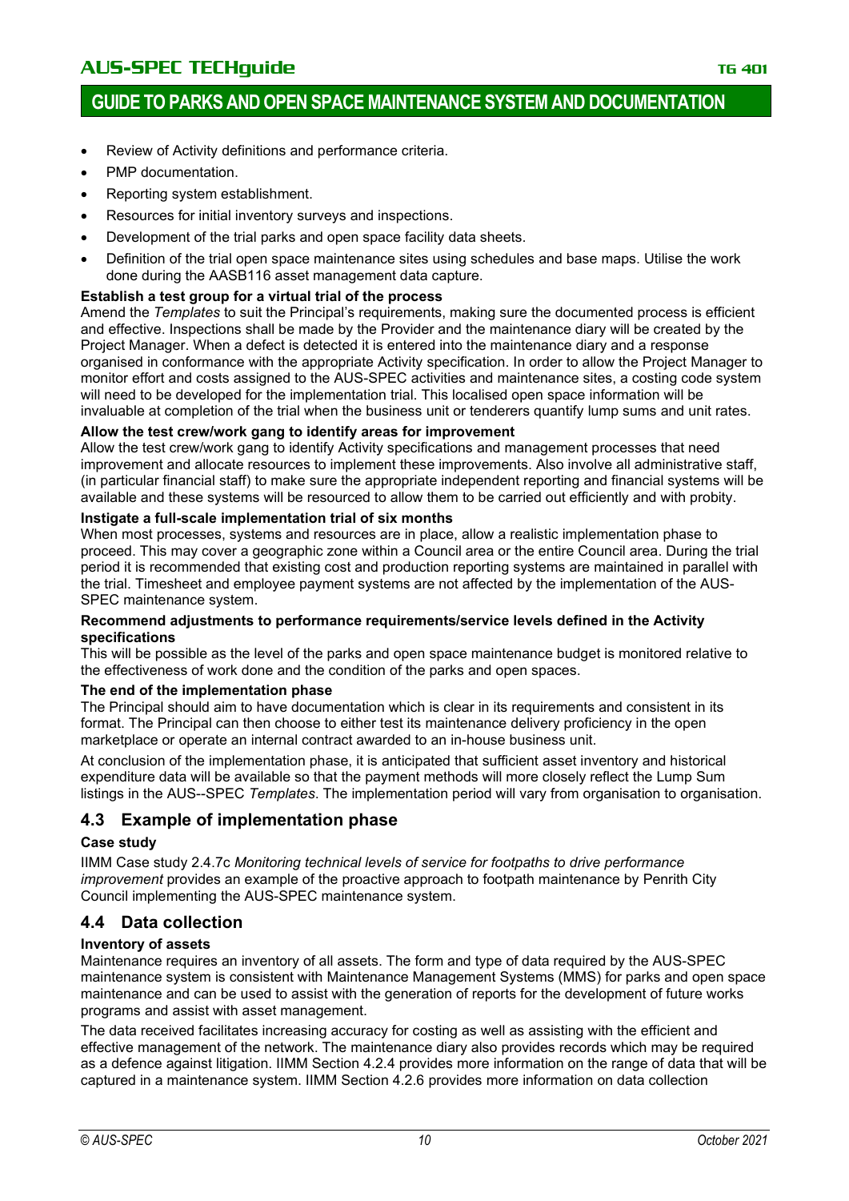- Review of Activity definitions and performance criteria.
- PMP documentation.
- Reporting system establishment.
- Resources for initial inventory surveys and inspections.
- Development of the trial parks and open space facility data sheets.
- Definition of the trial open space maintenance sites using schedules and base maps. Utilise the work done during the AASB116 asset management data capture.

**Establish a test group for a virtual trial of the process**

Amend the *Templates* to suit the Principal's requirements, making sure the documented process is efficient and effective. Inspections shall be made by the Provider and the maintenance diary will be created by the Project Manager. When a defect is detected it is entered into the maintenance diary and a response organised in conformance with the appropriate Activity specification. In order to allow the Project Manager to monitor effort and costs assigned to the AUS-SPEC activities and maintenance sites, a costing code system will need to be developed for the implementation trial. This localised open space information will be invaluable at completion of the trial when the business unit or tenderers quantify lump sums and unit rates.

**Allow the test crew/work gang to identify areas for improvement**

Allow the test crew/work gang to identify Activity specifications and management processes that need improvement and allocate resources to implement these improvements. Also involve all administrative staff, (in particular financial staff) to make sure the appropriate independent reporting and financial systems will be available and these systems will be resourced to allow them to be carried out efficiently and with probity.

**Instigate a full-scale implementation trial of six months**

When most processes, systems and resources are in place, allow a realistic implementation phase to proceed. This may cover a geographic zone within a Council area or the entire Council area. During the trial period it is recommended that existing cost and production reporting systems are maintained in parallel with the trial. Timesheet and employee payment systems are not affected by the implementation of the AUS-SPEC maintenance system.

**Recommend adjustments to performance requirements/service levels defined in the Activity specifications**

This will be possible as the level of the parks and open space maintenance budget is monitored relative to the effectiveness of work done and the condition of the parks and open spaces.

**The end of the implementation phase**

The Principal should aim to have documentation which is clear in its requirements and consistent in its format. The Principal can then choose to either test its maintenance delivery proficiency in the open marketplace or operate an internal contract awarded to an in-house business unit.

At conclusion of the implementation phase, it is anticipated that sufficient asset inventory and historical expenditure data will be available so that the payment methods will more closely reflect the Lump Sum listings in the AUS--SPEC *Templates*. The implementation period will vary from organisation to organisation.

## 4.3 Example of implementation phase

**Case study**

IIMM Case study 2.4.7c *Monitoring technical levels of service for footpaths to drive performance improvement* provides an example of the proactive approach to footpath maintenance by Penrith City Council implementing the AUS-SPEC maintenance system.

## 4.4 Data collection

**Inventory of assets**

Maintenance requires an inventory of all assets. The form and type of data required by the AUS-SPEC maintenance system is consistent with Maintenance Management Systems (MMS) for parks and open space maintenance and can be used to assist with the generation of reports for the development of future works programs and assist with asset management.

The data received facilitates increasing accuracy for costing as well as assisting with the efficient and effective management of the network. The maintenance diary also provides records which may be required as a defence against litigation. IIMM Section 4.2.4 provides more information on the range of data that will be captured in a maintenance system. IIMM Section 4.2.6 provides more information on data collection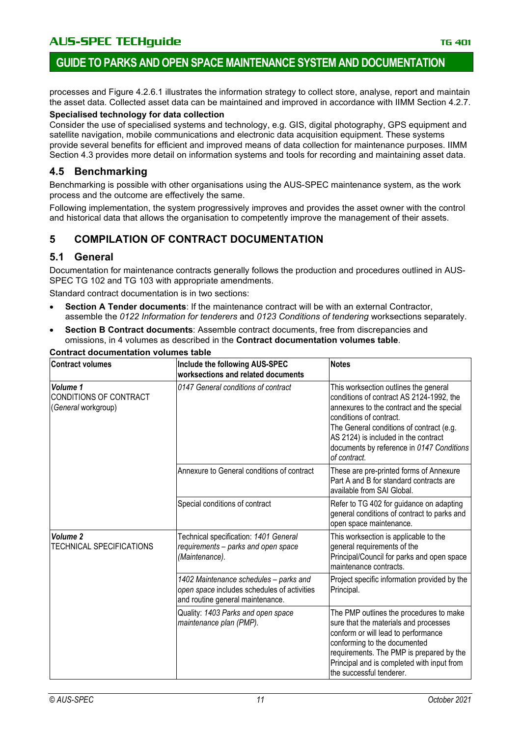processes and Figure 4.2.6.1 illustrates the information strategy to collect store, analyse, report and maintain the asset data. Collected asset data can be maintained and improved in accordance with IIMM Section 4.2.7.

**Specialised technology for data collection**

Consider the use of specialised systems and technology, e.g. GIS, digital photography, GPS equipment and satellite navigation, mobile communications and electronic data acquisition equipment. These systems provide several benefits for efficient and improved means of data collection for maintenance purposes. IIMM Section 4.3 provides more detail on information systems and tools for recording and maintaining asset data.

## 4.5 Benchmarking

Benchmarking is possible with other organisations using the AUS-SPEC maintenance system, as the work process and the outcome are effectively the same.

Following implementation, the system progressively improves and provides the asset owner with the control and historical data that allows the organisation to competently improve the management of their assets.

# 5 COMPILATION OF CONTRACT DOCUMENTATION

## 5.1 General

Documentation for maintenance contracts generally follows the production and procedures outlined in AUS-SPEC TG 102 and TG 103 with appropriate amendments.

Standard contract documentation is in two sections:

- **Section A Tender documents**: If the maintenance contract will be with an external Contractor, assemble the *0122 Information for tenderers* and *0123 Conditions of tendering* worksections separately.
- **Section B Contract documents**: Assemble contract documents, free from discrepancies and omissions, in 4 volumes as described in the **Contract documentation volumes table**.

**Contract documentation volumes table**

| Contract volumes | Include the following AUS-SPEC worksections and related documents | Notes |
|---|---|---|
| ***Volume 1*** CONDITIONS OF CONTRACT (*General* workgroup) | *0147 General conditions of contract* | This worksection outlines the general conditions of contract AS 2124-1992, the annexures to the contract and the special conditions of contract. The General conditions of contract (e.g. AS 2124) is included in the contract documents by reference in *0147 Conditions of contract*. |
| | Annexure to General conditions of contract | These are pre-printed forms of Annexure Part A and B for standard contracts are available from SAI Global. |
| | Special conditions of contract | Refer to TG 402 for guidance on adapting general conditions of contract to parks and open space maintenance. |
| ***Volume 2*** TECHNICAL SPECIFICATIONS | Technical specification: *1401 General requirements – parks and open space (Maintenance).* | This worksection is applicable to the general requirements of the Principal/Council for parks and open space maintenance contracts. |
| | *1402 Maintenance schedules – parks and open space* includes schedules of activities and routine general maintenance. | Project specific information provided by the Principal. |
| | Quality: *1403 Parks and open space maintenance plan (PMP).* | The PMP outlines the procedures to make sure that the materials and processes conform or will lead to performance conforming to the documented requirements. The PMP is prepared by the Principal and is completed with input from the successful tenderer. |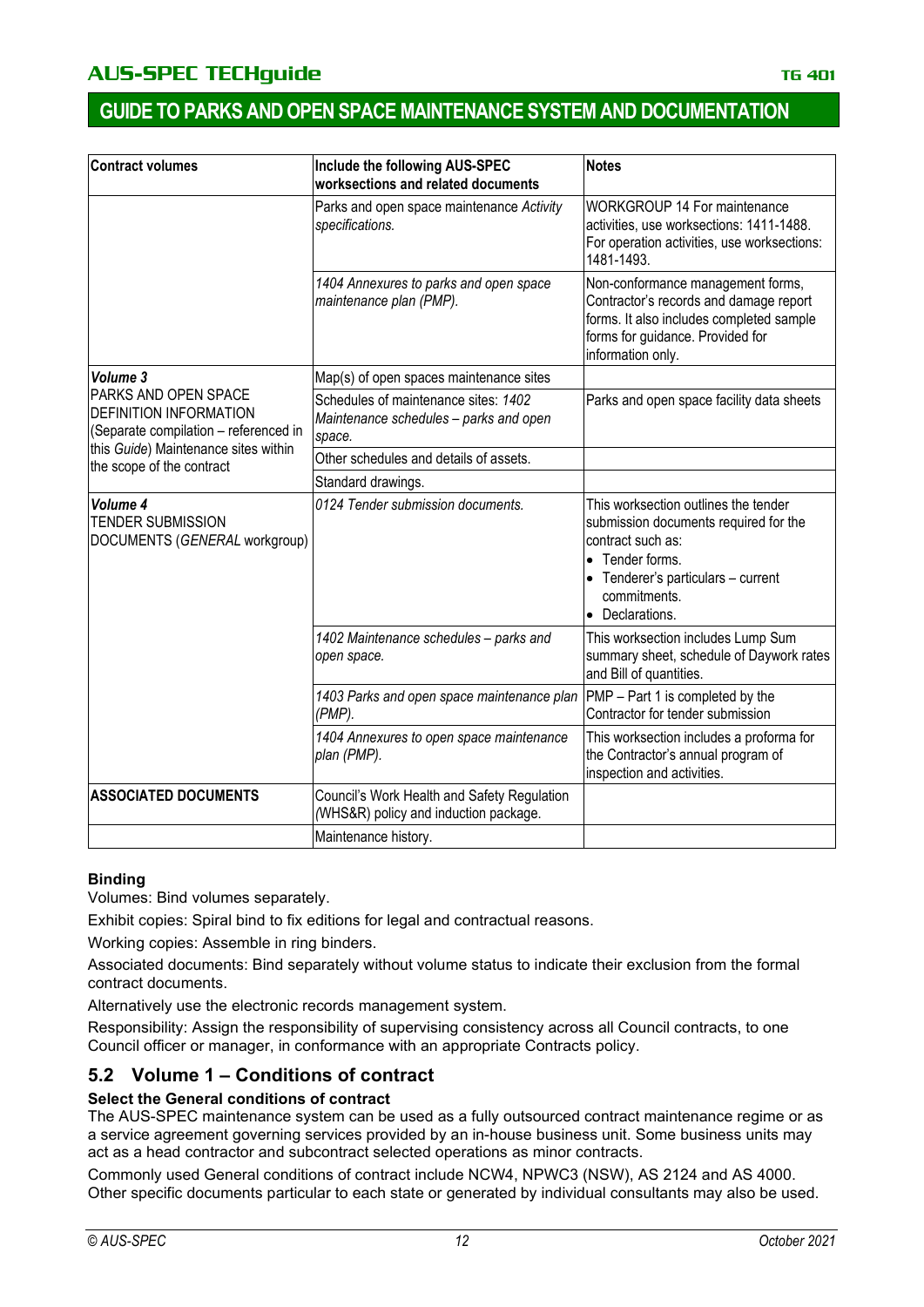| Contract volumes | Include the following AUS-SPEC worksections and related documents | Notes |
|---|---|---|
| | Parks and open space maintenance *Activity specifications.* | WORKGROUP 14 For maintenance activities, use worksections: 1411-1488. For operation activities, use worksections: 1481-1493. |
| | *1404 Annexures to parks and open space maintenance plan (PMP).* | Non-conformance management forms, Contractor's records and damage report forms. It also includes completed sample forms for guidance. Provided for information only. |
| ***Volume 3*** PARKS AND OPEN SPACE DEFINITION INFORMATION (Separate compilation – referenced in this *Guide*) Maintenance sites within the scope of the contract | Map(s) of open spaces maintenance sites | |
| | Schedules of maintenance sites: *1402 Maintenance schedules – parks and open space.* | Parks and open space facility data sheets |
| | Other schedules and details of assets. | |
| | Standard drawings. | |
| ***Volume 4*** TENDER SUBMISSION DOCUMENTS (*GENERAL* workgroup) | *0124 Tender submission documents.* | This worksection outlines the tender submission documents required for the contract such as: <br>• Tender forms. <br>• Tenderer's particulars – current commitments. <br>• Declarations. |
| | *1402 Maintenance schedules – parks and open space.* | This worksection includes Lump Sum summary sheet, schedule of Daywork rates and Bill of quantities. |
| | *1403 Parks and open space maintenance plan (PMP).* | PMP – Part 1 is completed by the Contractor for tender submission |
| | *1404 Annexures to open space maintenance plan (PMP).* | This worksection includes a proforma for the Contractor's annual program of inspection and activities. |
| **ASSOCIATED DOCUMENTS** | Council's Work Health and Safety Regulation (WHS&R) policy and induction package. | |
| | Maintenance history. | |

**Binding**

Volumes: Bind volumes separately.

Exhibit copies: Spiral bind to fix editions for legal and contractual reasons.

Working copies: Assemble in ring binders.

Associated documents: Bind separately without volume status to indicate their exclusion from the formal contract documents.

Alternatively use the electronic records management system.

Responsibility: Assign the responsibility of supervising consistency across all Council contracts, to one Council officer or manager, in conformance with an appropriate Contracts policy.

## 5.2 Volume 1 – Conditions of contract

**Select the General conditions of contract**

The AUS-SPEC maintenance system can be used as a fully outsourced contract maintenance regime or as a service agreement governing services provided by an in-house business unit. Some business units may act as a head contractor and subcontract selected operations as minor contracts.

Commonly used General conditions of contract include NCW4, NPWC3 (NSW), AS 2124 and AS 4000. Other specific documents particular to each state or generated by individual consultants may also be used.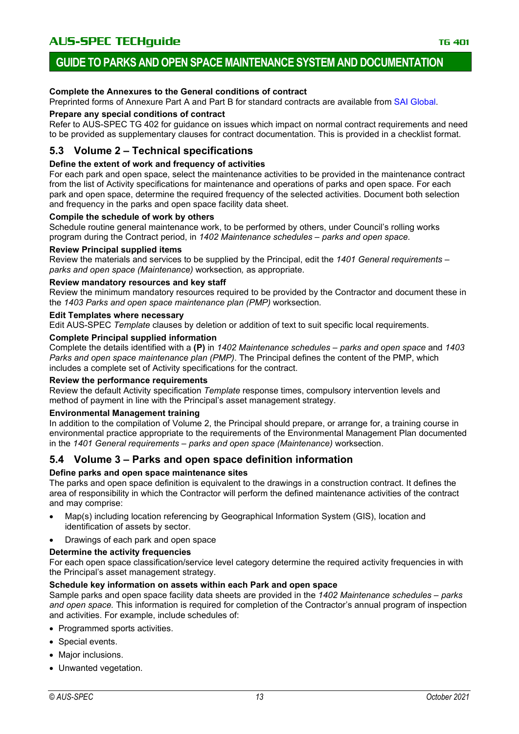**Complete the Annexures to the General conditions of contract**

Preprinted forms of Annexure Part A and Part B for standard contracts are available from SAI Global.

**Prepare any special conditions of contract**

Refer to AUS-SPEC TG 402 for guidance on issues which impact on normal contract requirements and need to be provided as supplementary clauses for contract documentation. This is provided in a checklist format.

## 5.3 Volume 2 – Technical specifications

**Define the extent of work and frequency of activities**

For each park and open space, select the maintenance activities to be provided in the maintenance contract from the list of Activity specifications for maintenance and operations of parks and open space. For each park and open space, determine the required frequency of the selected activities. Document both selection and frequency in the parks and open space facility data sheet.

**Compile the schedule of work by others**

Schedule routine general maintenance work, to be performed by others, under Council's rolling works program during the Contract period, in *1402 Maintenance schedules – parks and open space.*

**Review Principal supplied items**

Review the materials and services to be supplied by the Principal, edit the *1401 General requirements – parks and open space (Maintenance)* worksection*,* as appropriate.

**Review mandatory resources and key staff**

Review the minimum mandatory resources required to be provided by the Contractor and document these in the *1403 Parks and open space maintenance plan (PMP)* worksection*.*

**Edit Templates where necessary**

Edit AUS-SPEC *Template* clauses by deletion or addition of text to suit specific local requirements.

**Complete Principal supplied information**

Complete the details identified with a **(P)** in *1402 Maintenance schedules – parks and open space* and *1403 Parks and open space maintenance plan (PMP)*. The Principal defines the content of the PMP, which includes a complete set of Activity specifications for the contract.

**Review the performance requirements**

Review the default Activity specification *Template* response times, compulsory intervention levels and method of payment in line with the Principal's asset management strategy.

**Environmental Management training**

In addition to the compilation of Volume 2, the Principal should prepare, or arrange for, a training course in environmental practice appropriate to the requirements of the Environmental Management Plan documented in the *1401 General requirements – parks and open space (Maintenance)* worksection.

## 5.4 Volume 3 – Parks and open space definition information

**Define parks and open space maintenance sites**

The parks and open space definition is equivalent to the drawings in a construction contract. It defines the area of responsibility in which the Contractor will perform the defined maintenance activities of the contract and may comprise:

- Map(s) including location referencing by Geographical Information System (GIS), location and identification of assets by sector.
- Drawings of each park and open space

**Determine the activity frequencies**

For each open space classification/service level category determine the required activity frequencies in with the Principal's asset management strategy.

**Schedule key information on assets within each Park and open space**

Sample parks and open space facility data sheets are provided in the *1402 Maintenance schedules – parks and open space.* This information is required for completion of the Contractor's annual program of inspection and activities. For example, include schedules of:

- Programmed sports activities.
- Special events.
- Major inclusions.
- Unwanted vegetation.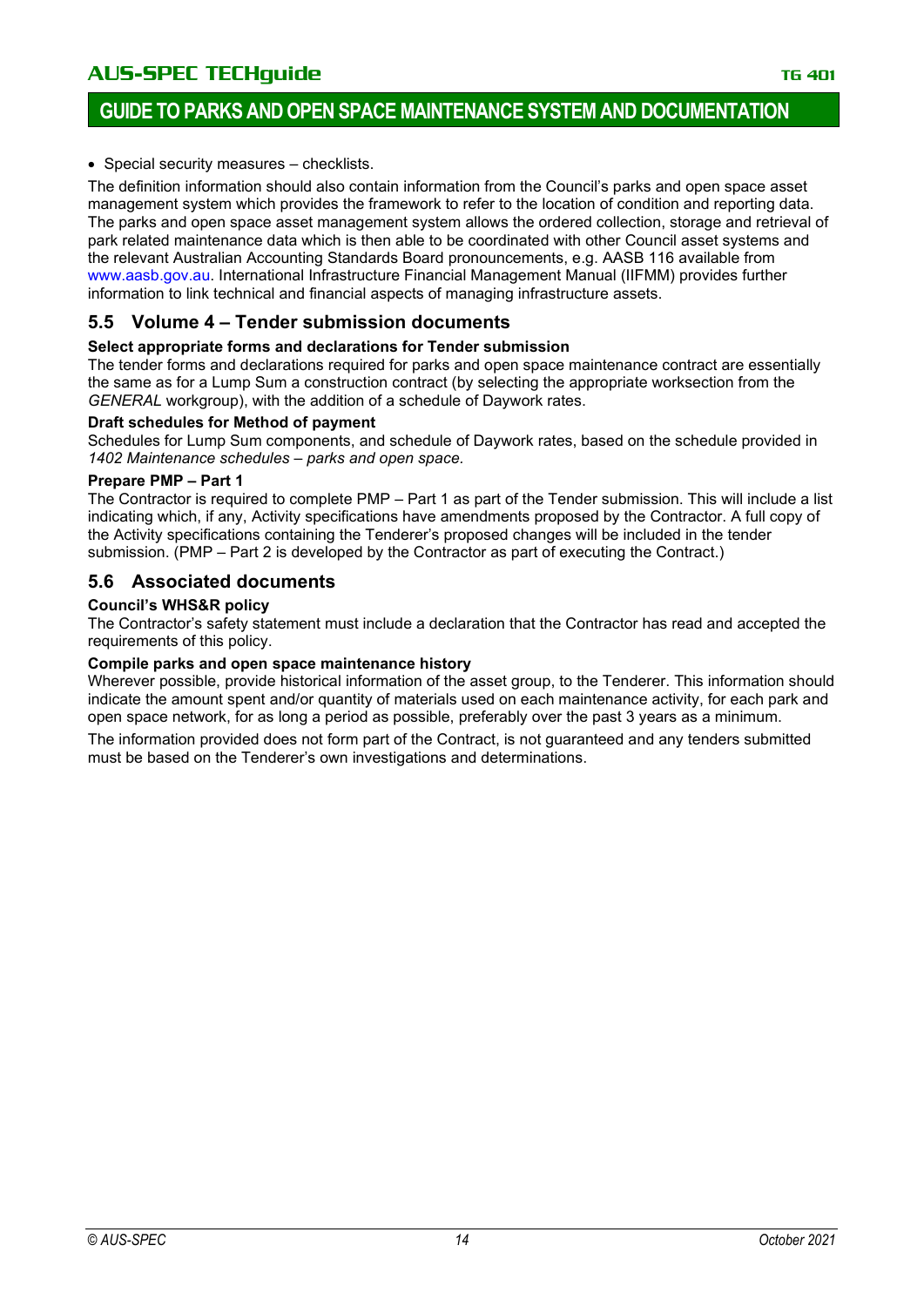- Special security measures – checklists.

The definition information should also contain information from the Council's parks and open space asset management system which provides the framework to refer to the location of condition and reporting data. The parks and open space asset management system allows the ordered collection, storage and retrieval of park related maintenance data which is then able to be coordinated with other Council asset systems and the relevant Australian Accounting Standards Board pronouncements, e.g. AASB 116 available from www.aasb.gov.au. International Infrastructure Financial Management Manual (IIFMM) provides further information to link technical and financial aspects of managing infrastructure assets.

## 5.5 Volume 4 – Tender submission documents

**Select appropriate forms and declarations for Tender submission**

The tender forms and declarations required for parks and open space maintenance contract are essentially the same as for a Lump Sum a construction contract (by selecting the appropriate worksection from the *GENERAL* workgroup), with the addition of a schedule of Daywork rates.

**Draft schedules for Method of payment**

Schedules for Lump Sum components, and schedule of Daywork rates, based on the schedule provided in *1402 Maintenance schedules – parks and open space.*

**Prepare PMP – Part 1**

The Contractor is required to complete PMP – Part 1 as part of the Tender submission. This will include a list indicating which, if any, Activity specifications have amendments proposed by the Contractor. A full copy of the Activity specifications containing the Tenderer's proposed changes will be included in the tender submission. (PMP – Part 2 is developed by the Contractor as part of executing the Contract.)

## 5.6 Associated documents

**Council's WHS&R policy**

The Contractor's safety statement must include a declaration that the Contractor has read and accepted the requirements of this policy.

**Compile parks and open space maintenance history**

Wherever possible, provide historical information of the asset group, to the Tenderer. This information should indicate the amount spent and/or quantity of materials used on each maintenance activity, for each park and open space network, for as long a period as possible, preferably over the past 3 years as a minimum.

The information provided does not form part of the Contract, is not guaranteed and any tenders submitted must be based on the Tenderer's own investigations and determinations.